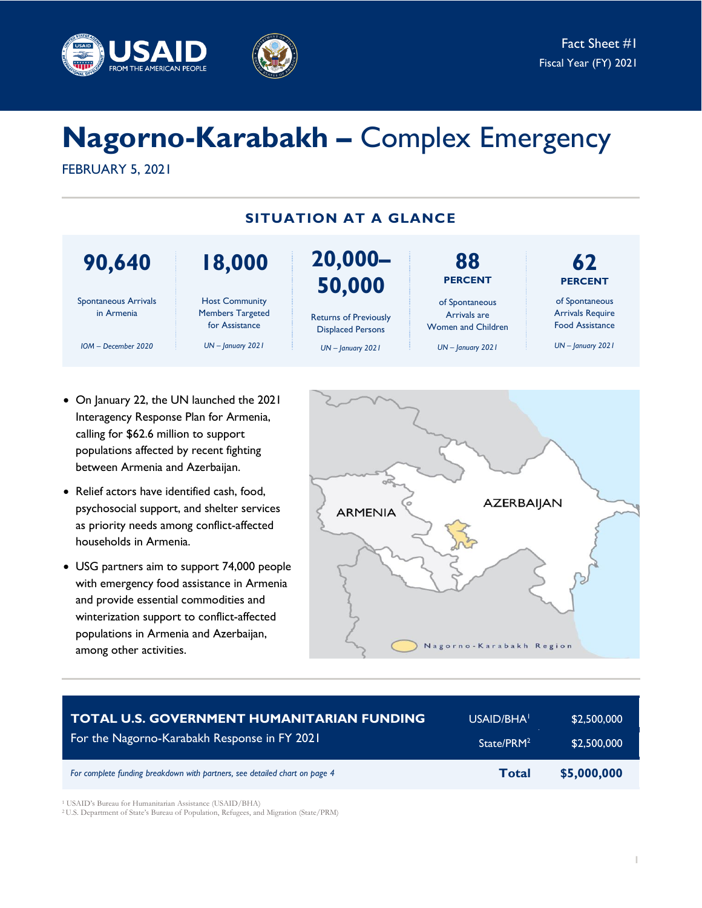Fact Sheet #1
Fiscal Year (FY) 2021

# Nagorno-Karabakh – Complex Emergency

FEBRUARY 5, 2021

## SITUATION AT A GLANCE

| 90,640 | 18,000 | 20,000–50,000 | 88 PERCENT | 62 PERCENT |
|---|---|---|---|---|
| Spontaneous Arrivals in Armenia | Host Community Members Targeted for Assistance | Returns of Previously Displaced Persons | of Spontaneous Arrivals are Women and Children | of Spontaneous Arrivals Require Food Assistance |
| *IOM – December 2020* | *UN – January 2021* | *UN – January 2021* | *UN – January 2021* | *UN – January 2021* |

- On January 22, the UN launched the 2021 Interagency Response Plan for Armenia, calling for $62.6 million to support populations affected by recent fighting between Armenia and Azerbaijan.
- Relief actors have identified cash, food, psychosocial support, and shelter services as priority needs among conflict-affected households in Armenia.
- USG partners aim to support 74,000 people with emergency food assistance in Armenia and provide essential commodities and winterization support to conflict-affected populations in Armenia and Azerbaijan, among other activities.

ARMENIA  AZERBAIJAN

Nagorno-Karabakh Region

| TOTAL U.S. GOVERNMENT HUMANITARIAN FUNDING For the Nagorno-Karabakh Response in FY 2021 | USAID/BHA[1] | $2,500,000 |
|---|---|---|
| | State/PRM[2] | $2,500,000 |
| *For complete funding breakdown with partners, see detailed chart on page 4* | **Total** | **$5,000,000** |

[1] USAID's Bureau for Humanitarian Assistance (USAID/BHA)
[2] U.S. Department of State's Bureau of Population, Refugees, and Migration (State/PRM)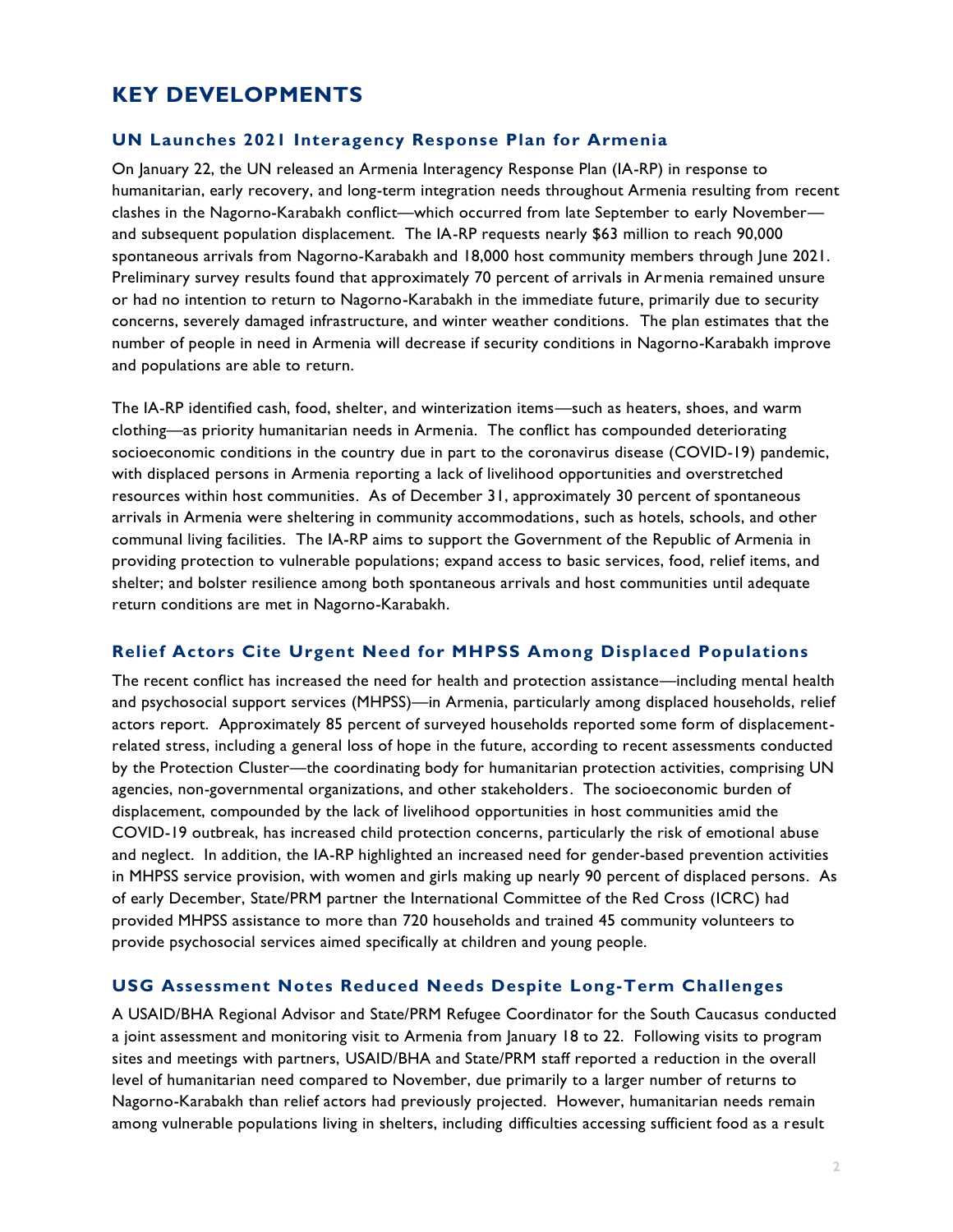# KEY DEVELOPMENTS

### UN Launches 2021 Interagency Response Plan for Armenia

On January 22, the UN released an Armenia Interagency Response Plan (IA-RP) in response to humanitarian, early recovery, and long-term integration needs throughout Armenia resulting from recent clashes in the Nagorno-Karabakh conflict—which occurred from late September to early November—and subsequent population displacement. The IA-RP requests nearly $63 million to reach 90,000 spontaneous arrivals from Nagorno-Karabakh and 18,000 host community members through June 2021. Preliminary survey results found that approximately 70 percent of arrivals in Armenia remained unsure or had no intention to return to Nagorno-Karabakh in the immediate future, primarily due to security concerns, severely damaged infrastructure, and winter weather conditions. The plan estimates that the number of people in need in Armenia will decrease if security conditions in Nagorno-Karabakh improve and populations are able to return.

The IA-RP identified cash, food, shelter, and winterization items—such as heaters, shoes, and warm clothing—as priority humanitarian needs in Armenia. The conflict has compounded deteriorating socioeconomic conditions in the country due in part to the coronavirus disease (COVID-19) pandemic, with displaced persons in Armenia reporting a lack of livelihood opportunities and overstretched resources within host communities. As of December 31, approximately 30 percent of spontaneous arrivals in Armenia were sheltering in community accommodations, such as hotels, schools, and other communal living facilities. The IA-RP aims to support the Government of the Republic of Armenia in providing protection to vulnerable populations; expand access to basic services, food, relief items, and shelter; and bolster resilience among both spontaneous arrivals and host communities until adequate return conditions are met in Nagorno-Karabakh.

### Relief Actors Cite Urgent Need for MHPSS Among Displaced Populations

The recent conflict has increased the need for health and protection assistance—including mental health and psychosocial support services (MHPSS)—in Armenia, particularly among displaced households, relief actors report. Approximately 85 percent of surveyed households reported some form of displacement-related stress, including a general loss of hope in the future, according to recent assessments conducted by the Protection Cluster—the coordinating body for humanitarian protection activities, comprising UN agencies, non-governmental organizations, and other stakeholders. The socioeconomic burden of displacement, compounded by the lack of livelihood opportunities in host communities amid the COVID-19 outbreak, has increased child protection concerns, particularly the risk of emotional abuse and neglect. In addition, the IA-RP highlighted an increased need for gender-based prevention activities in MHPSS service provision, with women and girls making up nearly 90 percent of displaced persons. As of early December, State/PRM partner the International Committee of the Red Cross (ICRC) had provided MHPSS assistance to more than 720 households and trained 45 community volunteers to provide psychosocial services aimed specifically at children and young people.

### USG Assessment Notes Reduced Needs Despite Long-Term Challenges

A USAID/BHA Regional Advisor and State/PRM Refugee Coordinator for the South Caucasus conducted a joint assessment and monitoring visit to Armenia from January 18 to 22. Following visits to program sites and meetings with partners, USAID/BHA and State/PRM staff reported a reduction in the overall level of humanitarian need compared to November, due primarily to a larger number of returns to Nagorno-Karabakh than relief actors had previously projected. However, humanitarian needs remain among vulnerable populations living in shelters, including difficulties accessing sufficient food as a result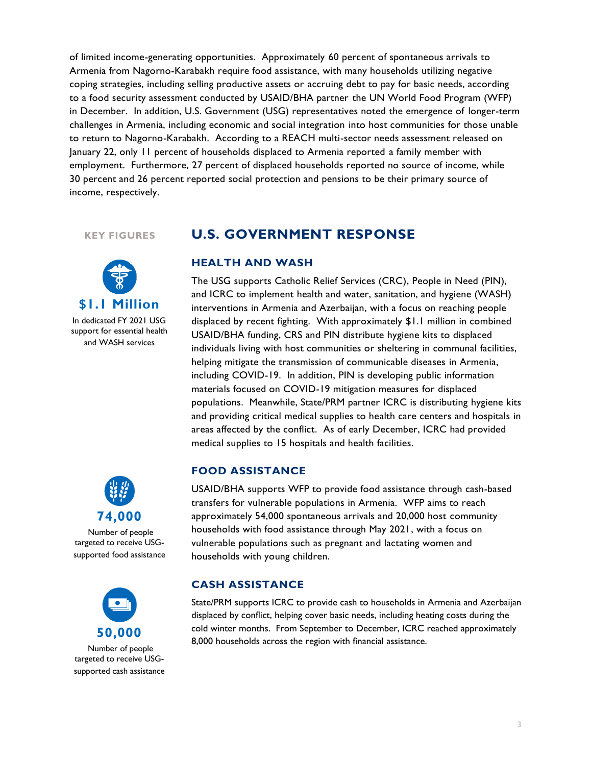of limited income-generating opportunities. Approximately 60 percent of spontaneous arrivals to Armenia from Nagorno-Karabakh require food assistance, with many households utilizing negative coping strategies, including selling productive assets or accruing debt to pay for basic needs, according to a food security assessment conducted by USAID/BHA partner the UN World Food Program (WFP) in December. In addition, U.S. Government (USG) representatives noted the emergence of longer-term challenges in Armenia, including economic and social integration into host communities for those unable to return to Nagorno-Karabakh. According to a REACH multi-sector needs assessment released on January 22, only 11 percent of households displaced to Armenia reported a family member with employment. Furthermore, 27 percent of displaced households reported no source of income, while 30 percent and 26 percent reported social protection and pensions to be their primary source of income, respectively.

**KEY FIGURES**

**$1.1 Million**
In dedicated FY 2021 USG support for essential health and WASH services

**74,000**
Number of people targeted to receive USG-supported food assistance

**50,000**
Number of people targeted to receive USG-supported cash assistance

# U.S. GOVERNMENT RESPONSE

## HEALTH AND WASH

The USG supports Catholic Relief Services (CRC), People in Need (PIN), and ICRC to implement health and water, sanitation, and hygiene (WASH) interventions in Armenia and Azerbaijan, with a focus on reaching people displaced by recent fighting. With approximately $1.1 million in combined USAID/BHA funding, CRS and PIN distribute hygiene kits to displaced individuals living with host communities or sheltering in communal facilities, helping mitigate the transmission of communicable diseases in Armenia, including COVID-19. In addition, PIN is developing public information materials focused on COVID-19 mitigation measures for displaced populations. Meanwhile, State/PRM partner ICRC is distributing hygiene kits and providing critical medical supplies to health care centers and hospitals in areas affected by the conflict. As of early December, ICRC had provided medical supplies to 15 hospitals and health facilities.

## FOOD ASSISTANCE

USAID/BHA supports WFP to provide food assistance through cash-based transfers for vulnerable populations in Armenia. WFP aims to reach approximately 54,000 spontaneous arrivals and 20,000 host community households with food assistance through May 2021, with a focus on vulnerable populations such as pregnant and lactating women and households with young children.

## CASH ASSISTANCE

State/PRM supports ICRC to provide cash to households in Armenia and Azerbaijan displaced by conflict, helping cover basic needs, including heating costs during the cold winter months. From September to December, ICRC reached approximately 8,000 households across the region with financial assistance.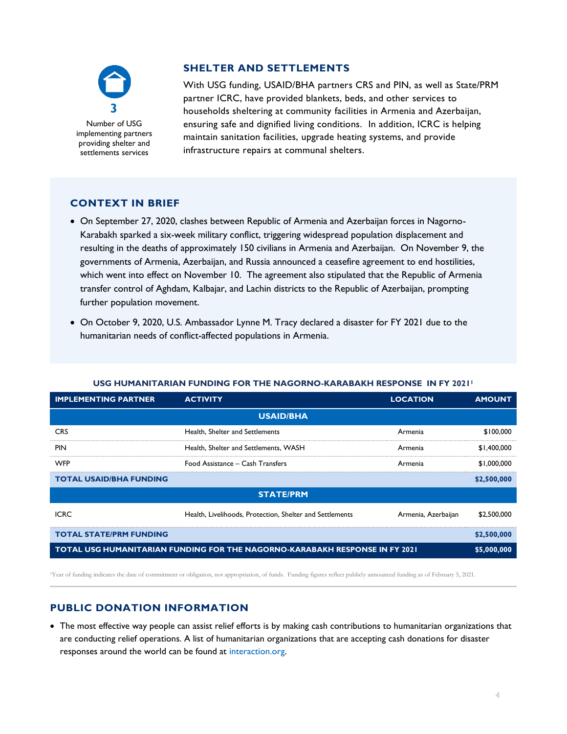3

Number of USG implementing partners providing shelter and settlements services

## SHELTER AND SETTLEMENTS

With USG funding, USAID/BHA partners CRS and PIN, as well as State/PRM partner ICRC, have provided blankets, beds, and other services to households sheltering at community facilities in Armenia and Azerbaijan, ensuring safe and dignified living conditions. In addition, ICRC is helping maintain sanitation facilities, upgrade heating systems, and provide infrastructure repairs at communal shelters.

## CONTEXT IN BRIEF

- On September 27, 2020, clashes between Republic of Armenia and Azerbaijan forces in Nagorno-Karabakh sparked a six-week military conflict, triggering widespread population displacement and resulting in the deaths of approximately 150 civilians in Armenia and Azerbaijan. On November 9, the governments of Armenia, Azerbaijan, and Russia announced a ceasefire agreement to end hostilities, which went into effect on November 10. The agreement also stipulated that the Republic of Armenia transfer control of Aghdam, Kalbajar, and Lachin districts to the Republic of Azerbaijan, prompting further population movement.
- On October 9, 2020, U.S. Ambassador Lynne M. Tracy declared a disaster for FY 2021 due to the humanitarian needs of conflict-affected populations in Armenia.

**USG HUMANITARIAN FUNDING FOR THE NAGORNO-KARABAKH RESPONSE IN FY 2021[1]**

| IMPLEMENTING PARTNER | ACTIVITY | LOCATION | AMOUNT |
|---|---|---|---|
| **USAID/BHA** | | | |
| CRS | Health, Shelter and Settlements | Armenia | $100,000 |
| PIN | Health, Shelter and Settlements, WASH | Armenia | $1,400,000 |
| WFP | Food Assistance – Cash Transfers | Armenia | $1,000,000 |
| **TOTAL USAID/BHA FUNDING** | | | **$2,500,000** |
| **STATE/PRM** | | | |
| ICRC | Health, Livelihoods, Protection, Shelter and Settlements | Armenia, Azerbaijan | $2,500,000 |
| **TOTAL STATE/PRM FUNDING** | | | **$2,500,000** |
| **TOTAL USG HUMANITARIAN FUNDING FOR THE NAGORNO-KARABAKH RESPONSE IN FY 2021** | | | **$5,000,000** |

[1]Year of funding indicates the date of commitment or obligation, not appropriation, of funds. Funding figures reflect publicly announced funding as of February 5, 2021.

## PUBLIC DONATION INFORMATION

- The most effective way people can assist relief efforts is by making cash contributions to humanitarian organizations that are conducting relief operations. A list of humanitarian organizations that are accepting cash donations for disaster responses around the world can be found at interaction.org.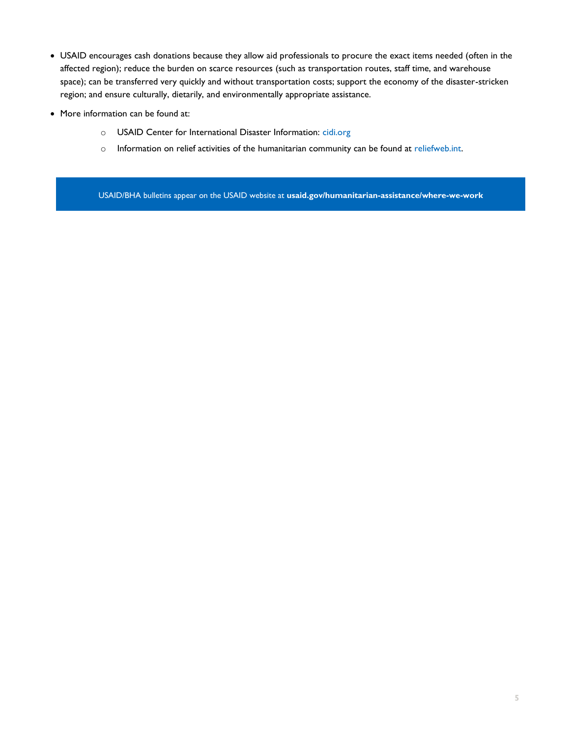- USAID encourages cash donations because they allow aid professionals to procure the exact items needed (often in the affected region); reduce the burden on scarce resources (such as transportation routes, staff time, and warehouse space); can be transferred very quickly and without transportation costs; support the economy of the disaster-stricken region; and ensure culturally, dietarily, and environmentally appropriate assistance.
- More information can be found at:
  - USAID Center for International Disaster Information: cidi.org
  - Information on relief activities of the humanitarian community can be found at reliefweb.int.

USAID/BHA bulletins appear on the USAID website at **usaid.gov/humanitarian-assistance/where-we-work**